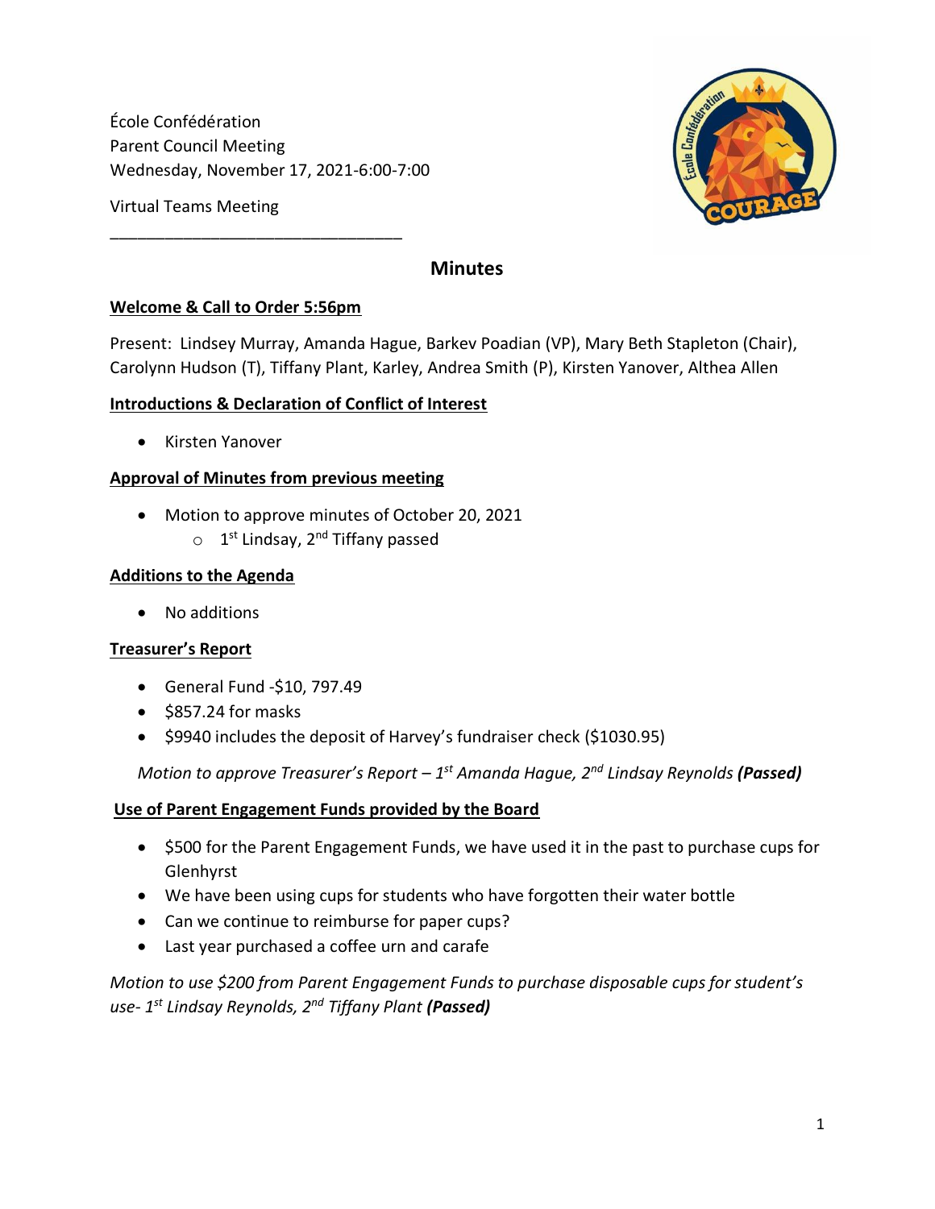École Confédération
Parent Council Meeting
Wednesday, November 17, 2021-6:00-7:00

Virtual Teams Meeting

---

## Minutes

**Welcome & Call to Order 5:56pm**

Present: Lindsey Murray, Amanda Hague, Barkev Poadian (VP), Mary Beth Stapleton (Chair), Carolynn Hudson (T), Tiffany Plant, Karley, Andrea Smith (P), Kirsten Yanover, Althea Allen

**Introductions & Declaration of Conflict of Interest**

- Kirsten Yanover

**Approval of Minutes from previous meeting**

- Motion to approve minutes of October 20, 2021
  - 1st Lindsay, 2nd Tiffany passed

**Additions to the Agenda**

- No additions

**Treasurer's Report**

- General Fund -$10, 797.49
- $857.24 for masks
- $9940 includes the deposit of Harvey's fundraiser check ($1030.95)

*Motion to approve Treasurer's Report – 1st Amanda Hague, 2nd Lindsay Reynolds* ***(Passed)***

**Use of Parent Engagement Funds provided by the Board**

- $500 for the Parent Engagement Funds, we have used it in the past to purchase cups for Glenhyrst
- We have been using cups for students who have forgotten their water bottle
- Can we continue to reimburse for paper cups?
- Last year purchased a coffee urn and carafe

*Motion to use $200 from Parent Engagement Funds to purchase disposable cups for student's use- 1st Lindsay Reynolds, 2nd Tiffany Plant* ***(Passed)***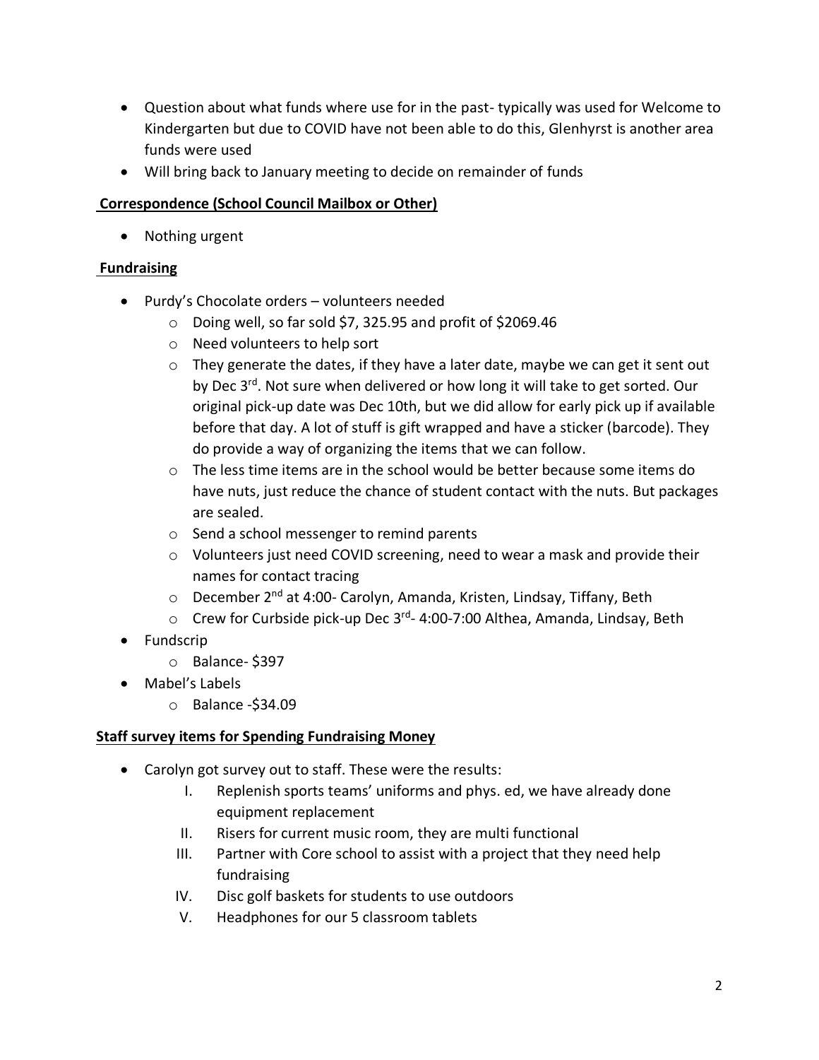- Question about what funds where use for in the past- typically was used for Welcome to Kindergarten but due to COVID have not been able to do this, Glenhyrst is another area funds were used
- Will bring back to January meeting to decide on remainder of funds

**Correspondence (School Council Mailbox or Other)**

- Nothing urgent

**Fundraising**

- Purdy's Chocolate orders – volunteers needed
  - Doing well, so far sold $7, 325.95 and profit of $2069.46
  - Need volunteers to help sort
  - They generate the dates, if they have a later date, maybe we can get it sent out by Dec 3rd. Not sure when delivered or how long it will take to get sorted. Our original pick-up date was Dec 10th, but we did allow for early pick up if available before that day. A lot of stuff is gift wrapped and have a sticker (barcode). They do provide a way of organizing the items that we can follow.
  - The less time items are in the school would be better because some items do have nuts, just reduce the chance of student contact with the nuts. But packages are sealed.
  - Send a school messenger to remind parents
  - Volunteers just need COVID screening, need to wear a mask and provide their names for contact tracing
  - December 2nd at 4:00- Carolyn, Amanda, Kristen, Lindsay, Tiffany, Beth
  - Crew for Curbside pick-up Dec 3rd- 4:00-7:00 Althea, Amanda, Lindsay, Beth
- Fundscrip
  - Balance- $397
- Mabel's Labels
  - Balance -$34.09

**Staff survey items for Spending Fundraising Money**

- Carolyn got survey out to staff. These were the results:
  - I. Replenish sports teams' uniforms and phys. ed, we have already done equipment replacement
  - II. Risers for current music room, they are multi functional
  - III. Partner with Core school to assist with a project that they need help fundraising
  - IV. Disc golf baskets for students to use outdoors
  - V. Headphones for our 5 classroom tablets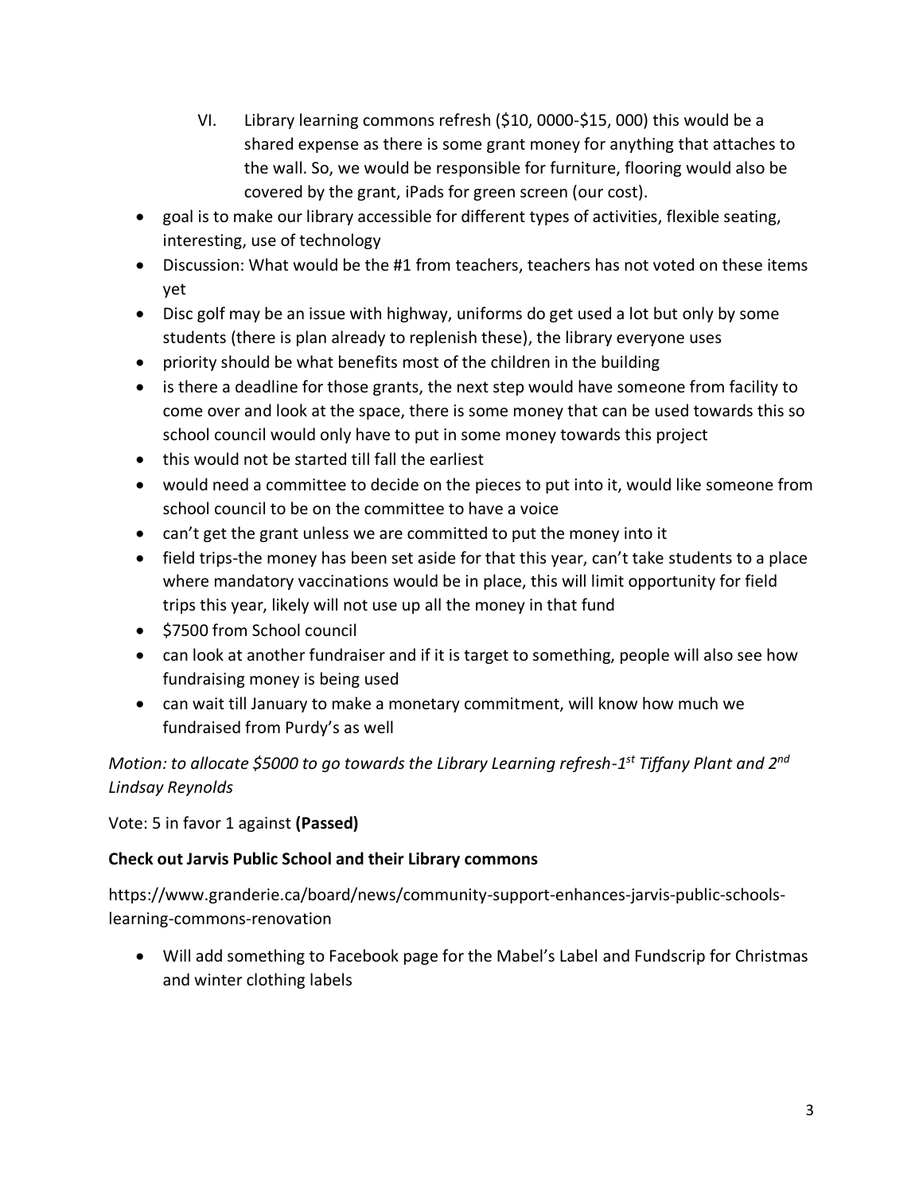VI. Library learning commons refresh ($10, 0000-$15, 000) this would be a shared expense as there is some grant money for anything that attaches to the wall. So, we would be responsible for furniture, flooring would also be covered by the grant, iPads for green screen (our cost).

- goal is to make our library accessible for different types of activities, flexible seating, interesting, use of technology
- Discussion: What would be the #1 from teachers, teachers has not voted on these items yet
- Disc golf may be an issue with highway, uniforms do get used a lot but only by some students (there is plan already to replenish these), the library everyone uses
- priority should be what benefits most of the children in the building
- is there a deadline for those grants, the next step would have someone from facility to come over and look at the space, there is some money that can be used towards this so school council would only have to put in some money towards this project
- this would not be started till fall the earliest
- would need a committee to decide on the pieces to put into it, would like someone from school council to be on the committee to have a voice
- can't get the grant unless we are committed to put the money into it
- field trips-the money has been set aside for that this year, can't take students to a place where mandatory vaccinations would be in place, this will limit opportunity for field trips this year, likely will not use up all the money in that fund
- $7500 from School council
- can look at another fundraiser and if it is target to something, people will also see how fundraising money is being used
- can wait till January to make a monetary commitment, will know how much we fundraised from Purdy's as well

*Motion: to allocate $5000 to go towards the Library Learning refresh-1st Tiffany Plant and 2nd Lindsay Reynolds*

Vote: 5 in favor 1 against **(Passed)**

**Check out Jarvis Public School and their Library commons**

https://www.granderie.ca/board/news/community-support-enhances-jarvis-public-schools-learning-commons-renovation

- Will add something to Facebook page for the Mabel's Label and Fundscrip for Christmas and winter clothing labels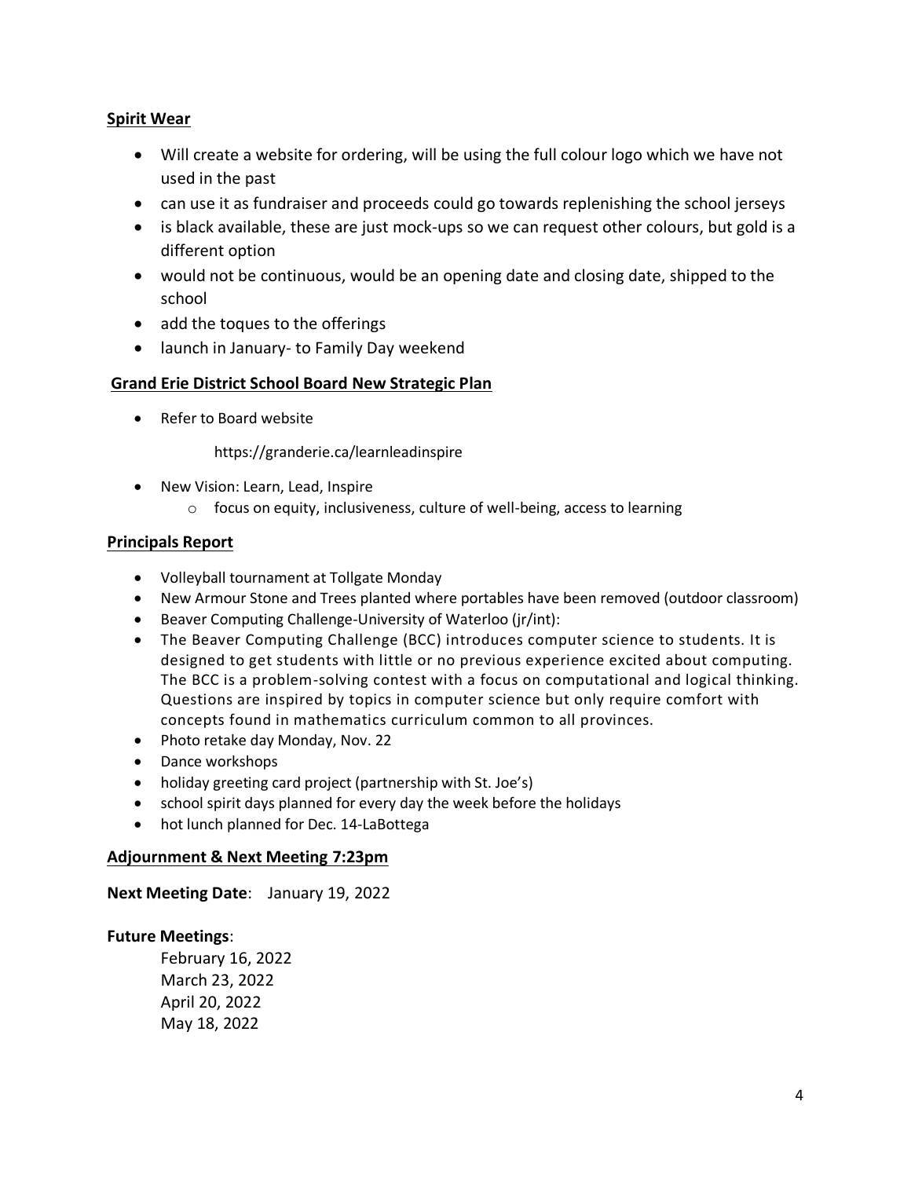## Spirit Wear

- Will create a website for ordering, will be using the full colour logo which we have not used in the past
- can use it as fundraiser and proceeds could go towards replenishing the school jerseys
- is black available, these are just mock-ups so we can request other colours, but gold is a different option
- would not be continuous, would be an opening date and closing date, shipped to the school
- add the toques to the offerings
- launch in January- to Family Day weekend

## Grand Erie District School Board New Strategic Plan

- Refer to Board website

  https://granderie.ca/learnleadinspire

- New Vision: Learn, Lead, Inspire
  - focus on equity, inclusiveness, culture of well-being, access to learning

## Principals Report

- Volleyball tournament at Tollgate Monday
- New Armour Stone and Trees planted where portables have been removed (outdoor classroom)
- Beaver Computing Challenge-University of Waterloo (jr/int):
- The Beaver Computing Challenge (BCC) introduces computer science to students. It is designed to get students with little or no previous experience excited about computing. The BCC is a problem-solving contest with a focus on computational and logical thinking. Questions are inspired by topics in computer science but only require comfort with concepts found in mathematics curriculum common to all provinces.
- Photo retake day Monday, Nov. 22
- Dance workshops
- holiday greeting card project (partnership with St. Joe's)
- school spirit days planned for every day the week before the holidays
- hot lunch planned for Dec. 14-LaBottega

## Adjournment & Next Meeting 7:23pm

**Next Meeting Date**: January 19, 2022

**Future Meetings**:

February 16, 2022
March 23, 2022
April 20, 2022
May 18, 2022